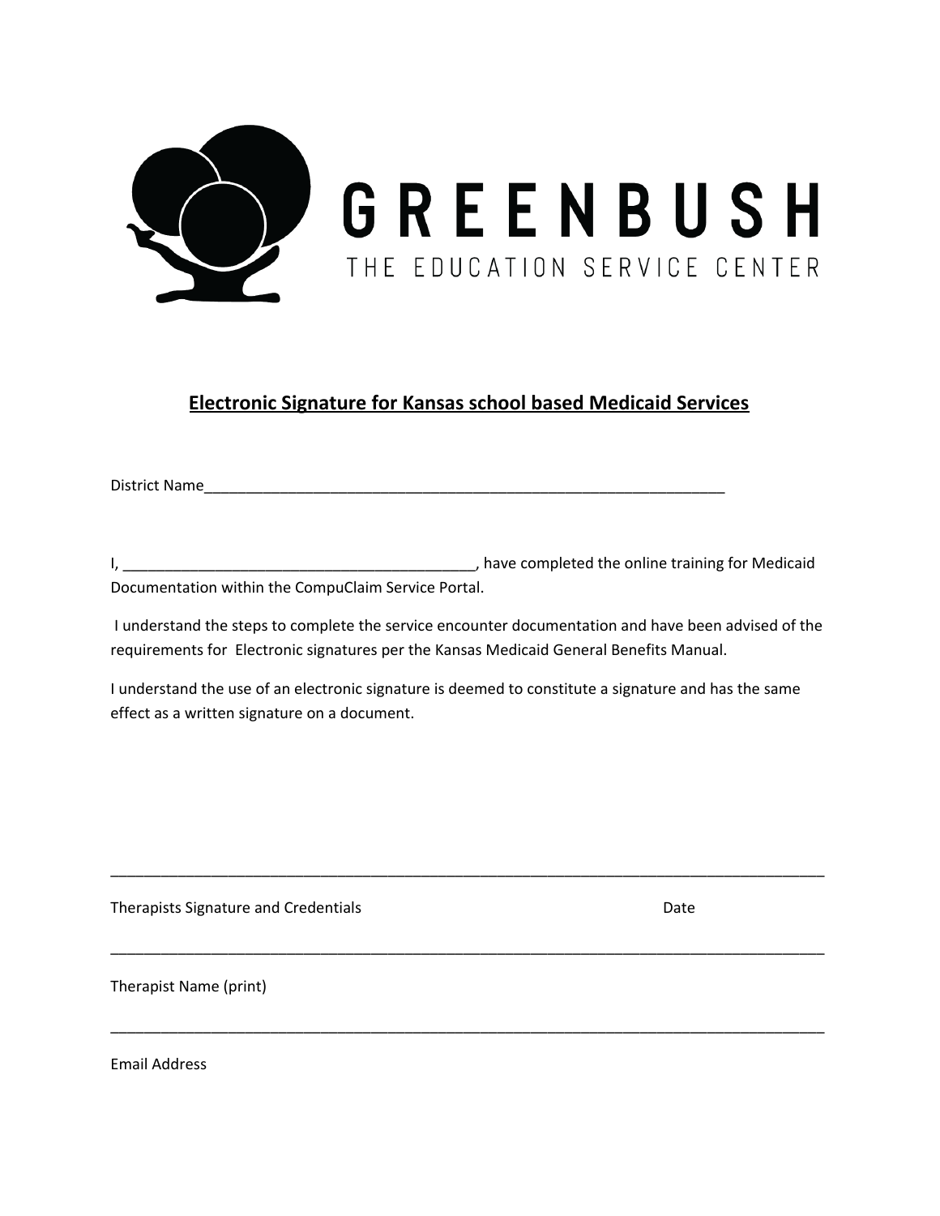GREENBUSH

THE EDUCATION SERVICE CENTER

## Electronic Signature for Kansas school based Medicaid Services

District Name_________________________________________________________________

I, ___________________________________________, have completed the online training for Medicaid Documentation within the CompuClaim Service Portal.

I understand the steps to complete the service encounter documentation and have been advised of the requirements for Electronic signatures per the Kansas Medicaid General Benefits Manual.

I understand the use of an electronic signature is deemed to constitute a signature and has the same effect as a written signature on a document.

_____________________________________________________________________________________

Therapists Signature and Credentials Date

_____________________________________________________________________________________

Therapist Name (print)

_____________________________________________________________________________________

Email Address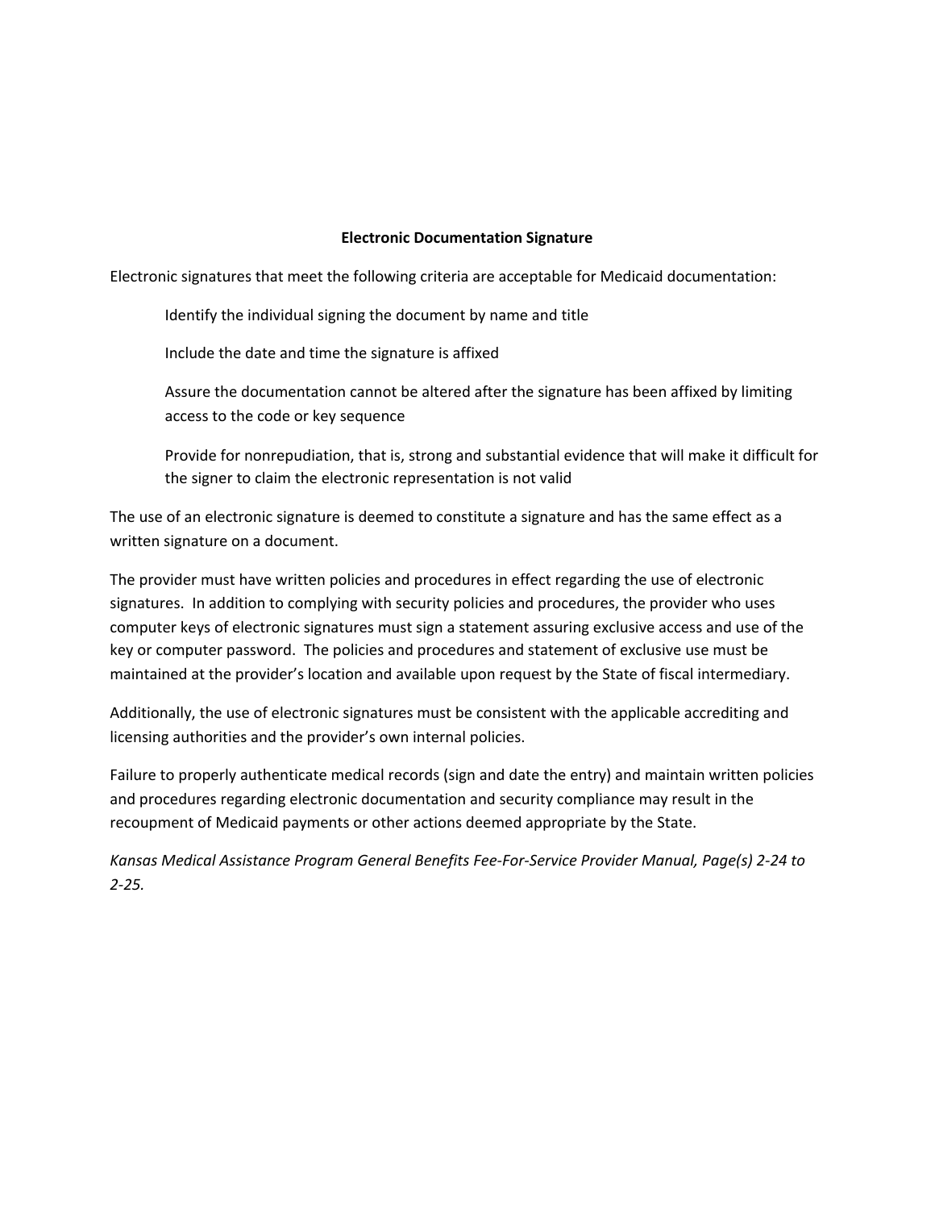**Electronic Documentation Signature**

Electronic signatures that meet the following criteria are acceptable for Medicaid documentation:

> Identify the individual signing the document by name and title
>
> Include the date and time the signature is affixed
>
> Assure the documentation cannot be altered after the signature has been affixed by limiting access to the code or key sequence
>
> Provide for nonrepudiation, that is, strong and substantial evidence that will make it difficult for the signer to claim the electronic representation is not valid

The use of an electronic signature is deemed to constitute a signature and has the same effect as a written signature on a document.

The provider must have written policies and procedures in effect regarding the use of electronic signatures. In addition to complying with security policies and procedures, the provider who uses computer keys of electronic signatures must sign a statement assuring exclusive access and use of the key or computer password. The policies and procedures and statement of exclusive use must be maintained at the provider's location and available upon request by the State of fiscal intermediary.

Additionally, the use of electronic signatures must be consistent with the applicable accrediting and licensing authorities and the provider's own internal policies.

Failure to properly authenticate medical records (sign and date the entry) and maintain written policies and procedures regarding electronic documentation and security compliance may result in the recoupment of Medicaid payments or other actions deemed appropriate by the State.

*Kansas Medical Assistance Program General Benefits Fee-For-Service Provider Manual, Page(s) 2-24 to 2-25.*